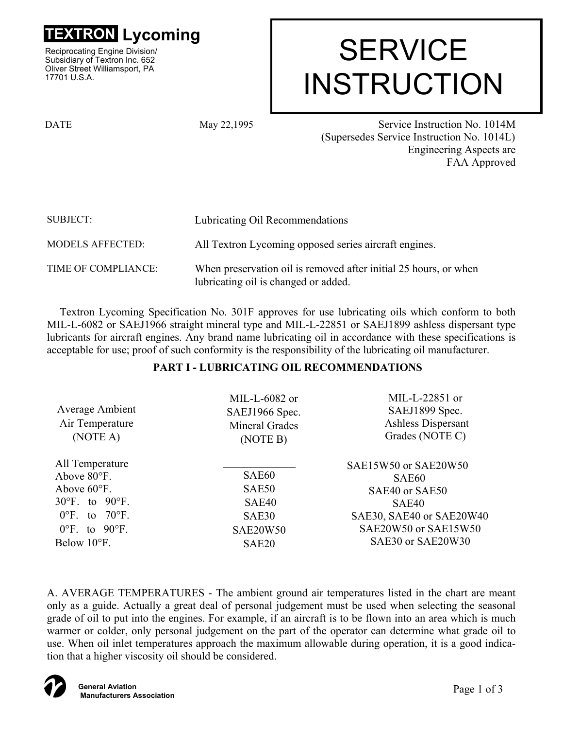**TEXTRON Lycoming**

Reciprocating Engine Division/
Subsidiary of Textron Inc. 652
Oliver Street Williamsport, PA
17701 U.S.A.

# SERVICE INSTRUCTION

DATE May 22,1995

Service Instruction No. 1014M
(Supersedes Service Instruction No. 1014L)
Engineering Aspects are
FAA Approved

SUBJECT: Lubricating Oil Recommendations

MODELS AFFECTED: All Textron Lycoming opposed series aircraft engines.

TIME OF COMPLIANCE: When preservation oil is removed after initial 25 hours, or when lubricating oil is changed or added.

Textron Lycoming Specification No. 301F approves for use lubricating oils which conform to both MIL-L-6082 or SAEJ1966 straight mineral type and MIL-L-22851 or SAEJ1899 ashless dispersant type lubricants for aircraft engines. Any brand name lubricating oil in accordance with these specifications is acceptable for use; proof of such conformity is the responsibility of the lubricating oil manufacturer.

## PART I - LUBRICATING OIL RECOMMENDATIONS

| Average Ambient Air Temperature (NOTE A) | MIL-L-6082 or SAEJ1966 Spec. Mineral Grades (NOTE B) | MIL-L-22851 or SAEJ1899 Spec. Ashless Dispersant Grades (NOTE C) |
|---|---|---|
| All Temperature | ______ | SAE15W50 or SAE20W50 |
| Above 80°F. | SAE60 | SAE60 |
| Above 60°F. | SAE50 | SAE40 or SAE50 |
| 30°F. to 90°F. | SAE40 | SAE40 |
| 0°F. to 70°F. | SAE30 | SAE30, SAE40 or SAE20W40 |
| 0°F. to 90°F. | SAE20W50 | SAE20W50 or SAE15W50 |
| Below 10°F. | SAE20 | SAE30 or SAE20W30 |

A. AVERAGE TEMPERATURES - The ambient ground air temperatures listed in the chart are meant only as a guide. Actually a great deal of personal judgement must be used when selecting the seasonal grade of oil to put into the engines. For example, if an aircraft is to be flown into an area which is much warmer or colder, only personal judgement on the part of the operator can determine what grade oil to use. When oil inlet temperatures approach the maximum allowable during operation, it is a good indication that a higher viscosity oil should be considered.

General Aviation Manufacturers Association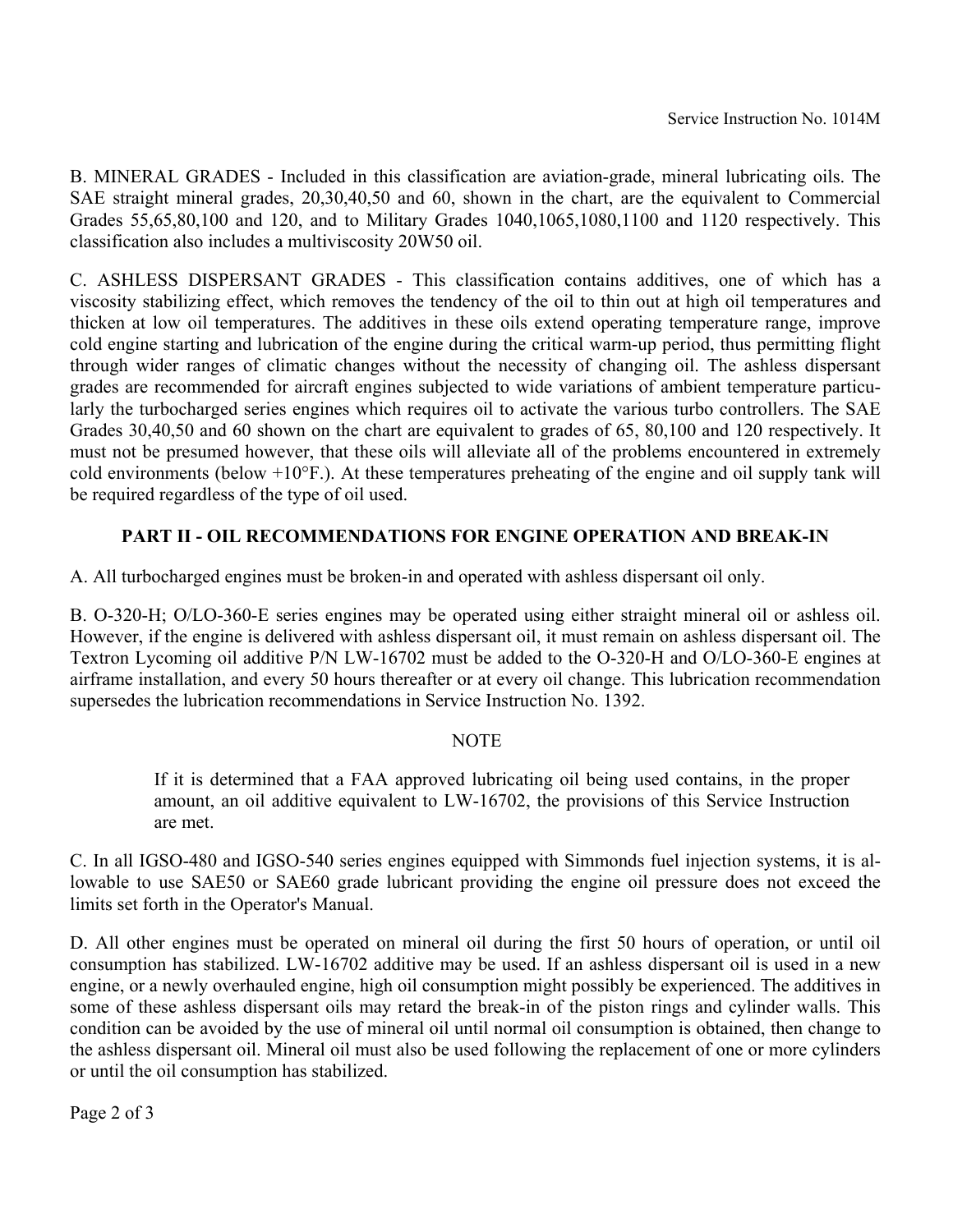B. MINERAL GRADES - Included in this classification are aviation-grade, mineral lubricating oils. The SAE straight mineral grades, 20,30,40,50 and 60, shown in the chart, are the equivalent to Commercial Grades 55,65,80,100 and 120, and to Military Grades 1040,1065,1080,1100 and 1120 respectively. This classification also includes a multiviscosity 20W50 oil.

C. ASHLESS DISPERSANT GRADES - This classification contains additives, one of which has a viscosity stabilizing effect, which removes the tendency of the oil to thin out at high oil temperatures and thicken at low oil temperatures. The additives in these oils extend operating temperature range, improve cold engine starting and lubrication of the engine during the critical warm-up period, thus permitting flight through wider ranges of climatic changes without the necessity of changing oil. The ashless dispersant grades are recommended for aircraft engines subjected to wide variations of ambient temperature particularly the turbocharged series engines which requires oil to activate the various turbo controllers. The SAE Grades 30,40,50 and 60 shown on the chart are equivalent to grades of 65, 80,100 and 120 respectively. It must not be presumed however, that these oils will alleviate all of the problems encountered in extremely cold environments (below +10°F.). At these temperatures preheating of the engine and oil supply tank will be required regardless of the type of oil used.

## PART II - OIL RECOMMENDATIONS FOR ENGINE OPERATION AND BREAK-IN

A. All turbocharged engines must be broken-in and operated with ashless dispersant oil only.

B. O-320-H; O/LO-360-E series engines may be operated using either straight mineral oil or ashless oil. However, if the engine is delivered with ashless dispersant oil, it must remain on ashless dispersant oil. The Textron Lycoming oil additive P/N LW-16702 must be added to the O-320-H and O/LO-360-E engines at airframe installation, and every 50 hours thereafter or at every oil change. This lubrication recommendation supersedes the lubrication recommendations in Service Instruction No. 1392.

NOTE

> If it is determined that a FAA approved lubricating oil being used contains, in the proper amount, an oil additive equivalent to LW-16702, the provisions of this Service Instruction are met.

C. In all IGSO-480 and IGSO-540 series engines equipped with Simmonds fuel injection systems, it is allowable to use SAE50 or SAE60 grade lubricant providing the engine oil pressure does not exceed the limits set forth in the Operator's Manual.

D. All other engines must be operated on mineral oil during the first 50 hours of operation, or until oil consumption has stabilized. LW-16702 additive may be used. If an ashless dispersant oil is used in a new engine, or a newly overhauled engine, high oil consumption might possibly be experienced. The additives in some of these ashless dispersant oils may retard the break-in of the piston rings and cylinder walls. This condition can be avoided by the use of mineral oil until normal oil consumption is obtained, then change to the ashless dispersant oil. Mineral oil must also be used following the replacement of one or more cylinders or until the oil consumption has stabilized.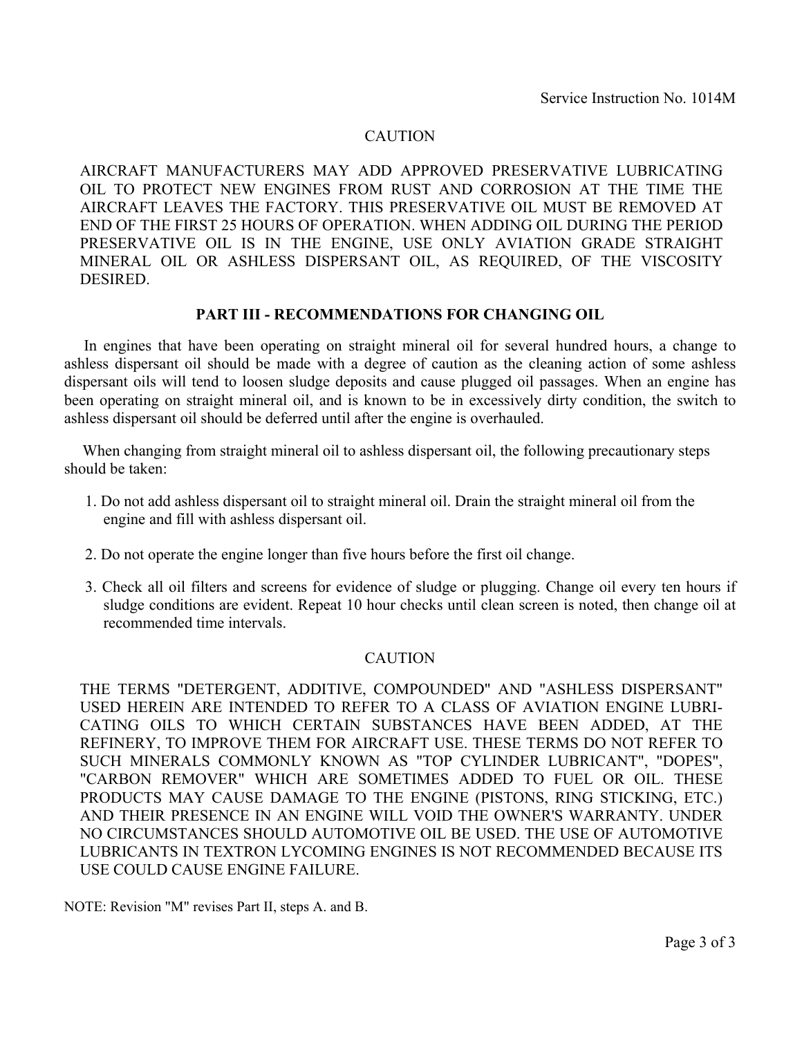CAUTION

AIRCRAFT MANUFACTURERS MAY ADD APPROVED PRESERVATIVE LUBRICATING OIL TO PROTECT NEW ENGINES FROM RUST AND CORROSION AT THE TIME THE AIRCRAFT LEAVES THE FACTORY. THIS PRESERVATIVE OIL MUST BE REMOVED AT END OF THE FIRST 25 HOURS OF OPERATION. WHEN ADDING OIL DURING THE PERIOD PRESERVATIVE OIL IS IN THE ENGINE, USE ONLY AVIATION GRADE STRAIGHT MINERAL OIL OR ASHLESS DISPERSANT OIL, AS REQUIRED, OF THE VISCOSITY DESIRED.

## PART III - RECOMMENDATIONS FOR CHANGING OIL

In engines that have been operating on straight mineral oil for several hundred hours, a change to ashless dispersant oil should be made with a degree of caution as the cleaning action of some ashless dispersant oils will tend to loosen sludge deposits and cause plugged oil passages. When an engine has been operating on straight mineral oil, and is known to be in excessively dirty condition, the switch to ashless dispersant oil should be deferred until after the engine is overhauled.

When changing from straight mineral oil to ashless dispersant oil, the following precautionary steps should be taken:

1. Do not add ashless dispersant oil to straight mineral oil. Drain the straight mineral oil from the engine and fill with ashless dispersant oil.

2. Do not operate the engine longer than five hours before the first oil change.

3. Check all oil filters and screens for evidence of sludge or plugging. Change oil every ten hours if sludge conditions are evident. Repeat 10 hour checks until clean screen is noted, then change oil at recommended time intervals.

CAUTION

THE TERMS "DETERGENT, ADDITIVE, COMPOUNDED" AND "ASHLESS DISPERSANT" USED HEREIN ARE INTENDED TO REFER TO A CLASS OF AVIATION ENGINE LUBRICATING OILS TO WHICH CERTAIN SUBSTANCES HAVE BEEN ADDED, AT THE REFINERY, TO IMPROVE THEM FOR AIRCRAFT USE. THESE TERMS DO NOT REFER TO SUCH MINERALS COMMONLY KNOWN AS "TOP CYLINDER LUBRICANT", "DOPES", "CARBON REMOVER" WHICH ARE SOMETIMES ADDED TO FUEL OR OIL. THESE PRODUCTS MAY CAUSE DAMAGE TO THE ENGINE (PISTONS, RING STICKING, ETC.) AND THEIR PRESENCE IN AN ENGINE WILL VOID THE OWNER'S WARRANTY. UNDER NO CIRCUMSTANCES SHOULD AUTOMOTIVE OIL BE USED. THE USE OF AUTOMOTIVE LUBRICANTS IN TEXTRON LYCOMING ENGINES IS NOT RECOMMENDED BECAUSE ITS USE COULD CAUSE ENGINE FAILURE.

NOTE: Revision "M" revises Part II, steps A. and B.